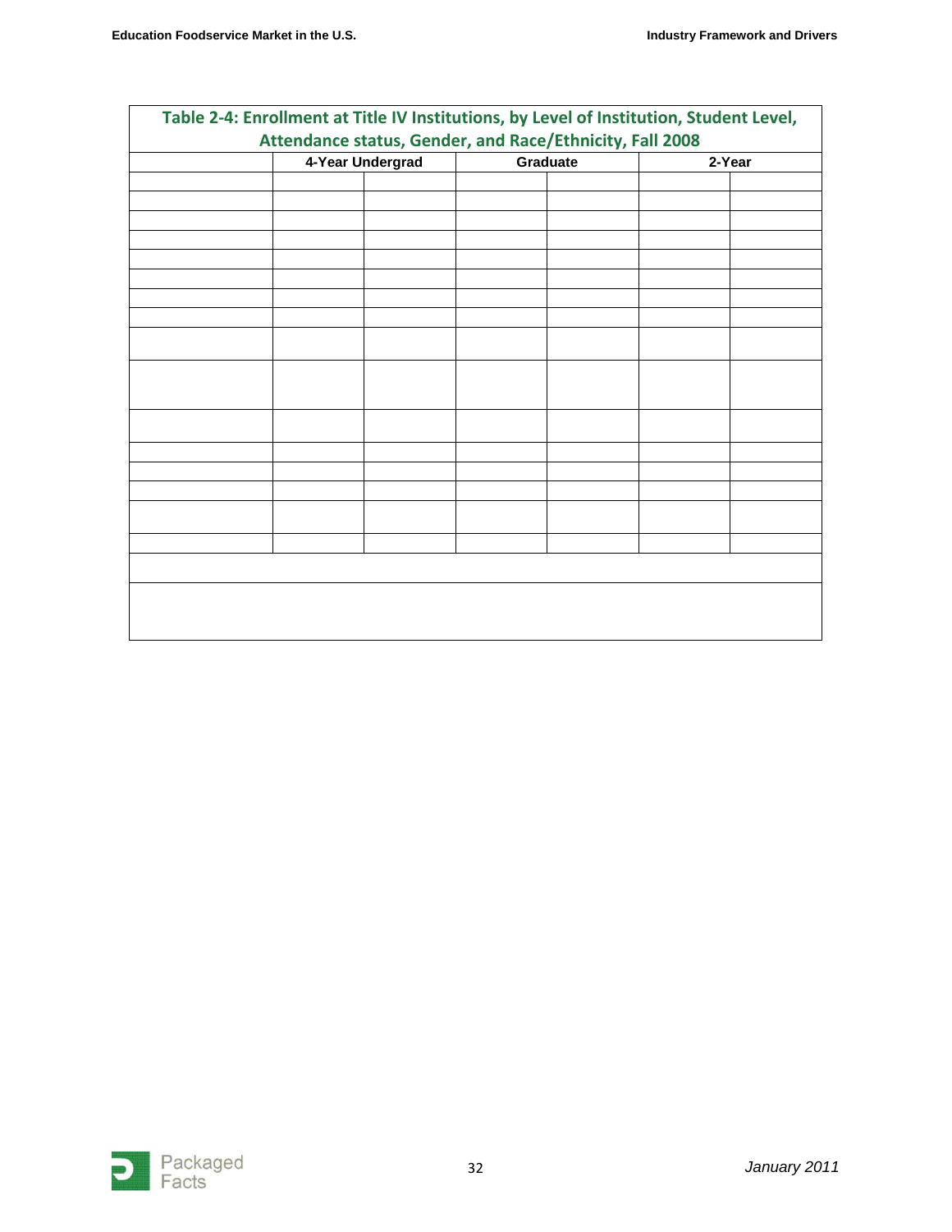**Table 2-4: Enrollment at Title IV Institutions, by Level of Institution, Student Level, Attendance status, Gender, and Race/Ethnicity, Fall 2008**

| | 4-Year Undergrad | | Graduate | | 2-Year | |
|---|---|---|---|---|---|---|
| | | | | | | |
| | | | | | | |
| | | | | | | |
| | | | | | | |
| | | | | | | |
| | | | | | | |
| | | | | | | |
| | | | | | | |
| | | | | | | |
| | | | | | | |
| | | | | | | |
| | | | | | | |
| | | | | | | |
| | | | | | | |
| | | | | | | |
| | | | | | | |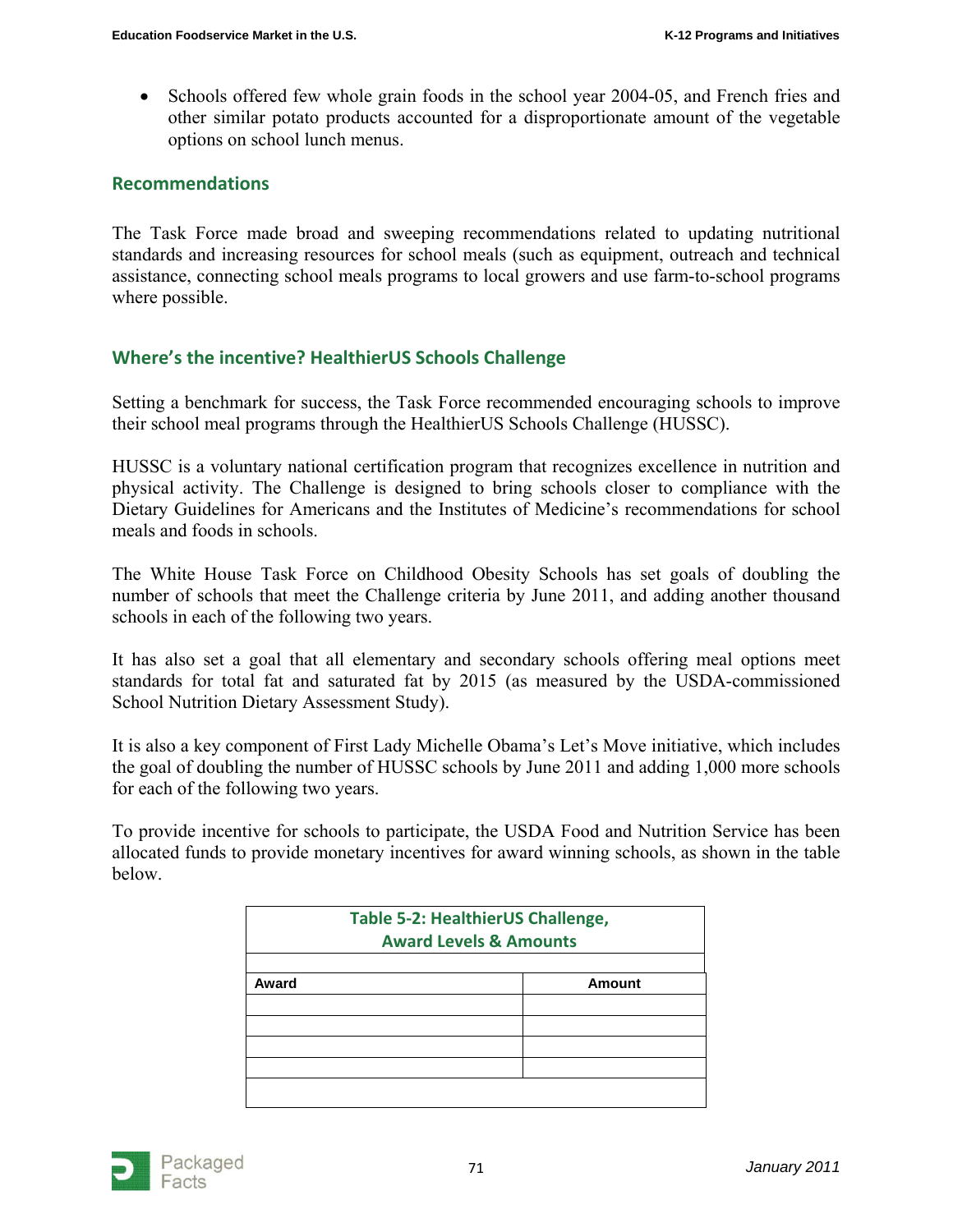- Schools offered few whole grain foods in the school year 2004-05, and French fries and other similar potato products accounted for a disproportionate amount of the vegetable options on school lunch menus.

## Recommendations

The Task Force made broad and sweeping recommendations related to updating nutritional standards and increasing resources for school meals (such as equipment, outreach and technical assistance, connecting school meals programs to local growers and use farm-to-school programs where possible.

## Where's the incentive? HealthierUS Schools Challenge

Setting a benchmark for success, the Task Force recommended encouraging schools to improve their school meal programs through the HealthierUS Schools Challenge (HUSSC).

HUSSC is a voluntary national certification program that recognizes excellence in nutrition and physical activity. The Challenge is designed to bring schools closer to compliance with the Dietary Guidelines for Americans and the Institutes of Medicine's recommendations for school meals and foods in schools.

The White House Task Force on Childhood Obesity Schools has set goals of doubling the number of schools that meet the Challenge criteria by June 2011, and adding another thousand schools in each of the following two years.

It has also set a goal that all elementary and secondary schools offering meal options meet standards for total fat and saturated fat by 2015 (as measured by the USDA-commissioned School Nutrition Dietary Assessment Study).

It is also a key component of First Lady Michelle Obama's Let's Move initiative, which includes the goal of doubling the number of HUSSC schools by June 2011 and adding 1,000 more schools for each of the following two years.

To provide incentive for schools to participate, the USDA Food and Nutrition Service has been allocated funds to provide monetary incentives for award winning schools, as shown in the table below.

**Table 5-2: HealthierUS Challenge, Award Levels & Amounts**

| Award | Amount |
|---|---|
| | |
| | |
| | |
| | |